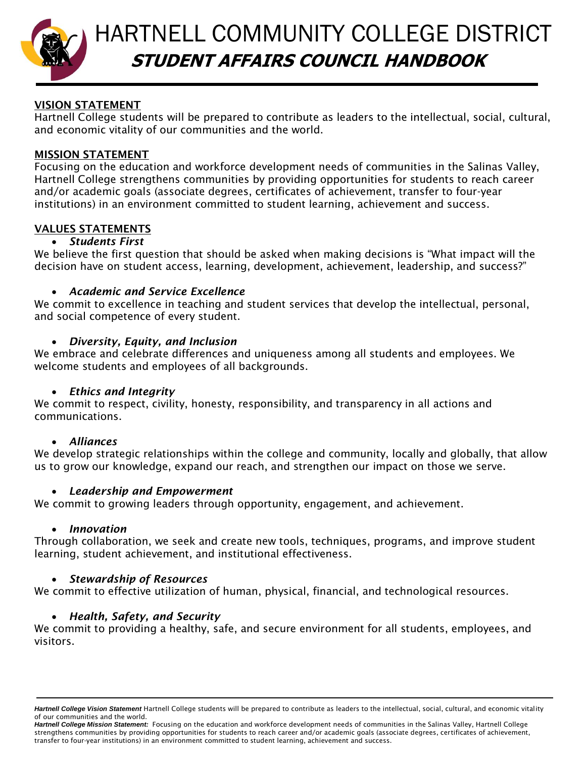# HARTNELL COMMUNITY COLLEGE DISTRICT

## ***STUDENT AFFAIRS COUNCIL HANDBOOK***

### VISION STATEMENT

Hartnell College students will be prepared to contribute as leaders to the intellectual, social, cultural, and economic vitality of our communities and the world.

### MISSION STATEMENT

Focusing on the education and workforce development needs of communities in the Salinas Valley, Hartnell College strengthens communities by providing opportunities for students to reach career and/or academic goals (associate degrees, certificates of achievement, transfer to four-year institutions) in an environment committed to student learning, achievement and success.

### VALUES STATEMENTS

- ***Students First***

We believe the first question that should be asked when making decisions is "What impact will the decision have on student access, learning, development, achievement, leadership, and success?"

- ***Academic and Service Excellence***

We commit to excellence in teaching and student services that develop the intellectual, personal, and social competence of every student.

- ***Diversity, Equity, and Inclusion***

We embrace and celebrate differences and uniqueness among all students and employees. We welcome students and employees of all backgrounds.

- ***Ethics and Integrity***

We commit to respect, civility, honesty, responsibility, and transparency in all actions and communications.

- ***Alliances***

We develop strategic relationships within the college and community, locally and globally, that allow us to grow our knowledge, expand our reach, and strengthen our impact on those we serve.

- ***Leadership and Empowerment***

We commit to growing leaders through opportunity, engagement, and achievement.

- ***Innovation***

Through collaboration, we seek and create new tools, techniques, programs, and improve student learning, student achievement, and institutional effectiveness.

- ***Stewardship of Resources***

We commit to effective utilization of human, physical, financial, and technological resources.

- ***Health, Safety, and Security***

We commit to providing a healthy, safe, and secure environment for all students, employees, and visitors.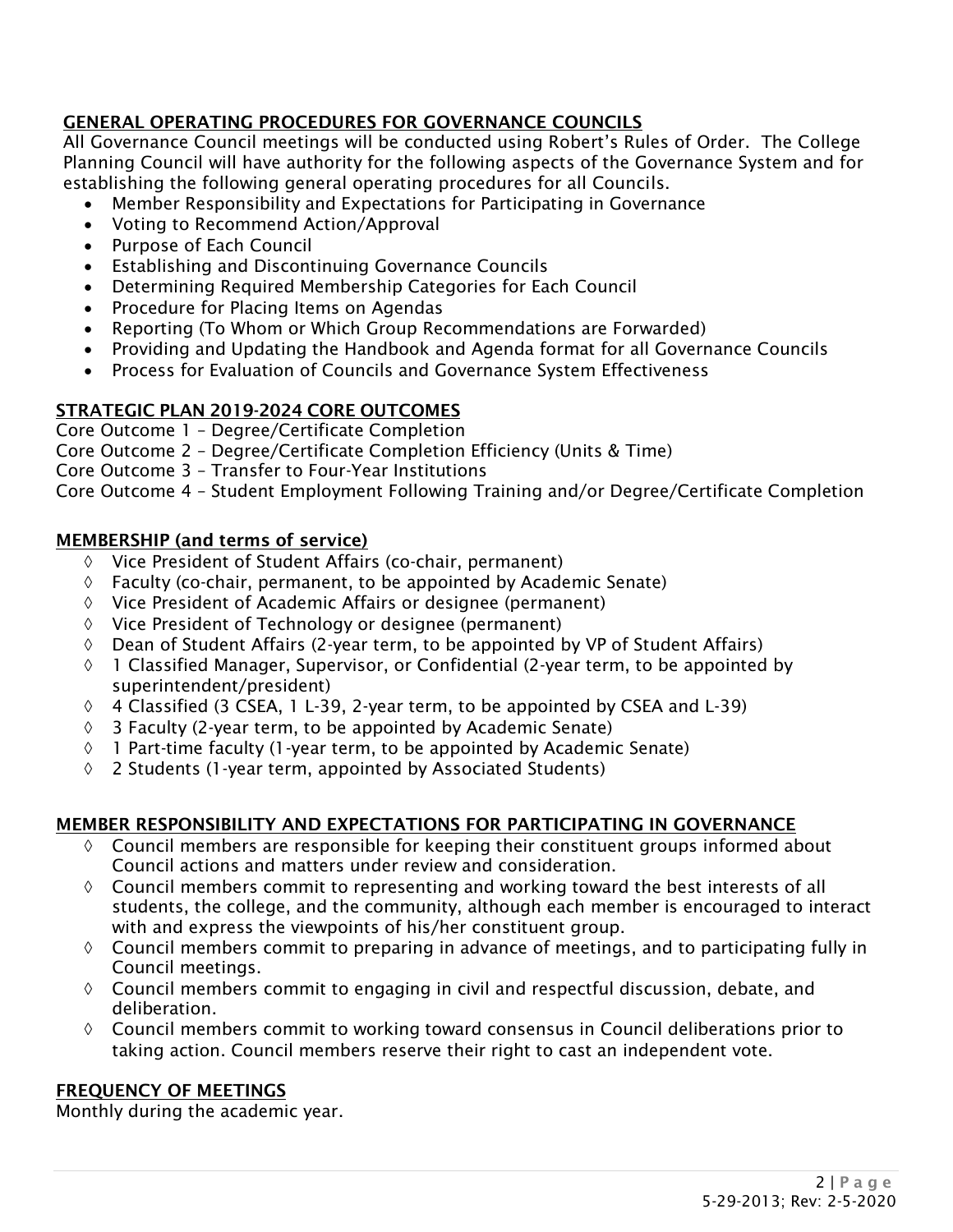## GENERAL OPERATING PROCEDURES FOR GOVERNANCE COUNCILS

All Governance Council meetings will be conducted using Robert's Rules of Order. The College Planning Council will have authority for the following aspects of the Governance System and for establishing the following general operating procedures for all Councils.

- Member Responsibility and Expectations for Participating in Governance
- Voting to Recommend Action/Approval
- Purpose of Each Council
- Establishing and Discontinuing Governance Councils
- Determining Required Membership Categories for Each Council
- Procedure for Placing Items on Agendas
- Reporting (To Whom or Which Group Recommendations are Forwarded)
- Providing and Updating the Handbook and Agenda format for all Governance Councils
- Process for Evaluation of Councils and Governance System Effectiveness

## STRATEGIC PLAN 2019-2024 CORE OUTCOMES

Core Outcome 1 – Degree/Certificate Completion
Core Outcome 2 – Degree/Certificate Completion Efficiency (Units & Time)
Core Outcome 3 – Transfer to Four-Year Institutions
Core Outcome 4 – Student Employment Following Training and/or Degree/Certificate Completion

## MEMBERSHIP (and terms of service)

- ◊ Vice President of Student Affairs (co-chair, permanent)
- ◊ Faculty (co-chair, permanent, to be appointed by Academic Senate)
- ◊ Vice President of Academic Affairs or designee (permanent)
- ◊ Vice President of Technology or designee (permanent)
- ◊ Dean of Student Affairs (2-year term, to be appointed by VP of Student Affairs)
- ◊ 1 Classified Manager, Supervisor, or Confidential (2-year term, to be appointed by superintendent/president)
- ◊ 4 Classified (3 CSEA, 1 L-39, 2-year term, to be appointed by CSEA and L-39)
- ◊ 3 Faculty (2-year term, to be appointed by Academic Senate)
- ◊ 1 Part-time faculty (1-year term, to be appointed by Academic Senate)
- ◊ 2 Students (1-year term, appointed by Associated Students)

## MEMBER RESPONSIBILITY AND EXPECTATIONS FOR PARTICIPATING IN GOVERNANCE

- ◊ Council members are responsible for keeping their constituent groups informed about Council actions and matters under review and consideration.
- ◊ Council members commit to representing and working toward the best interests of all students, the college, and the community, although each member is encouraged to interact with and express the viewpoints of his/her constituent group.
- ◊ Council members commit to preparing in advance of meetings, and to participating fully in Council meetings.
- ◊ Council members commit to engaging in civil and respectful discussion, debate, and deliberation.
- ◊ Council members commit to working toward consensus in Council deliberations prior to taking action. Council members reserve their right to cast an independent vote.

## FREQUENCY OF MEETINGS

Monthly during the academic year.

5-29-2013; Rev: 2-5-2020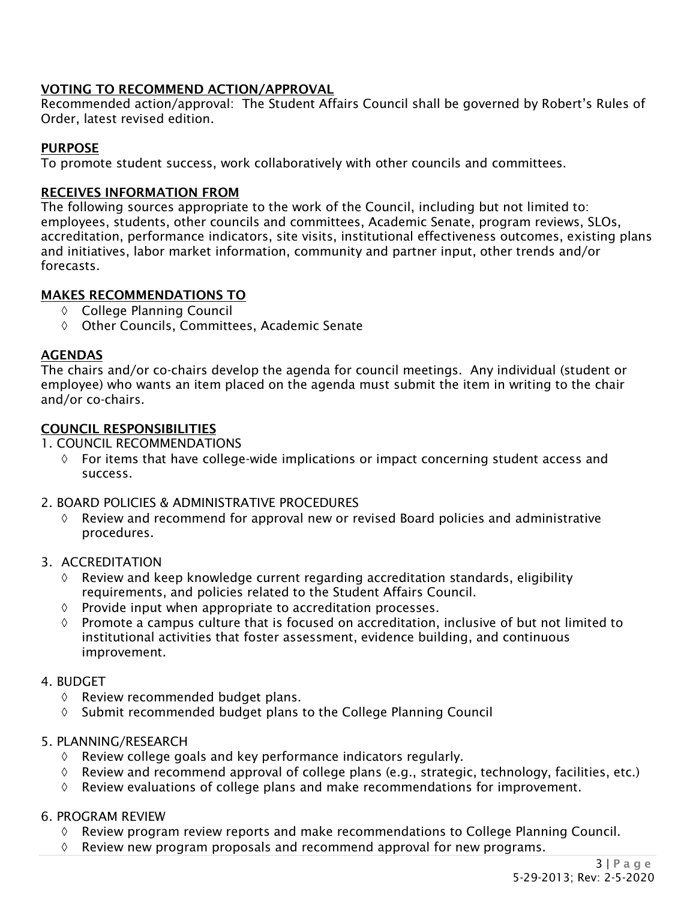## VOTING TO RECOMMEND ACTION/APPROVAL

Recommended action/approval: The Student Affairs Council shall be governed by Robert's Rules of Order, latest revised edition.

## PURPOSE

To promote student success, work collaboratively with other councils and committees.

## RECEIVES INFORMATION FROM

The following sources appropriate to the work of the Council, including but not limited to: employees, students, other councils and committees, Academic Senate, program reviews, SLOs, accreditation, performance indicators, site visits, institutional effectiveness outcomes, existing plans and initiatives, labor market information, community and partner input, other trends and/or forecasts.

## MAKES RECOMMENDATIONS TO

- College Planning Council
- Other Councils, Committees, Academic Senate

## AGENDAS

The chairs and/or co-chairs develop the agenda for council meetings. Any individual (student or employee) who wants an item placed on the agenda must submit the item in writing to the chair and/or co-chairs.

## COUNCIL RESPONSIBILITIES

1. COUNCIL RECOMMENDATIONS
   - For items that have college-wide implications or impact concerning student access and success.

2. BOARD POLICIES & ADMINISTRATIVE PROCEDURES
   - Review and recommend for approval new or revised Board policies and administrative procedures.

3. ACCREDITATION
   - Review and keep knowledge current regarding accreditation standards, eligibility requirements, and policies related to the Student Affairs Council.
   - Provide input when appropriate to accreditation processes.
   - Promote a campus culture that is focused on accreditation, inclusive of but not limited to institutional activities that foster assessment, evidence building, and continuous improvement.

4. BUDGET
   - Review recommended budget plans.
   - Submit recommended budget plans to the College Planning Council

5. PLANNING/RESEARCH
   - Review college goals and key performance indicators regularly.
   - Review and recommend approval of college plans (e.g., strategic, technology, facilities, etc.)
   - Review evaluations of college plans and make recommendations for improvement.

6. PROGRAM REVIEW
   - Review program review reports and make recommendations to College Planning Council.
   - Review new program proposals and recommend approval for new programs.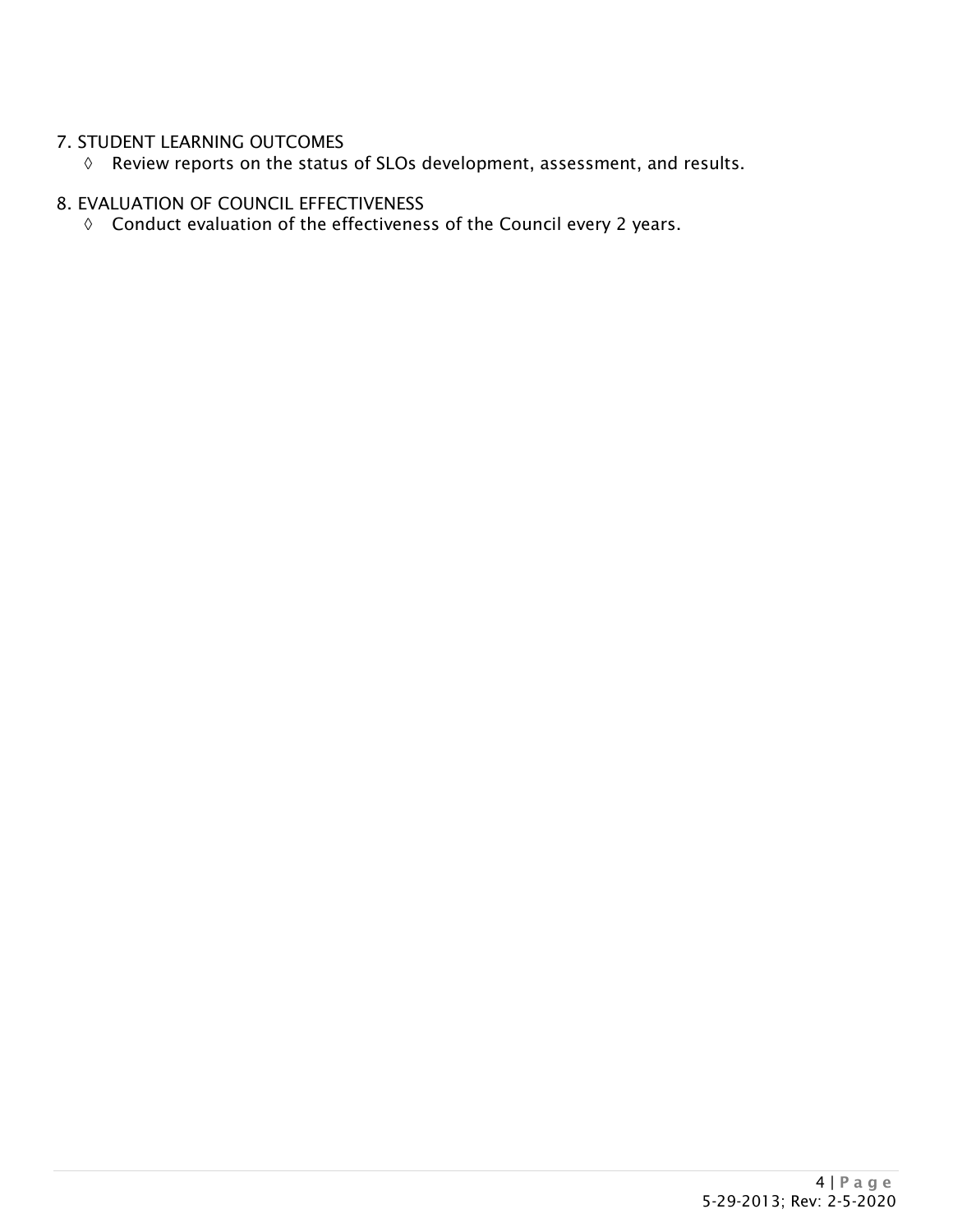7. STUDENT LEARNING OUTCOMES
   - ◊ Review reports on the status of SLOs development, assessment, and results.

8. EVALUATION OF COUNCIL EFFECTIVENESS
   - ◊ Conduct evaluation of the effectiveness of the Council every 2 years.

5-29-2013; Rev: 2-5-2020